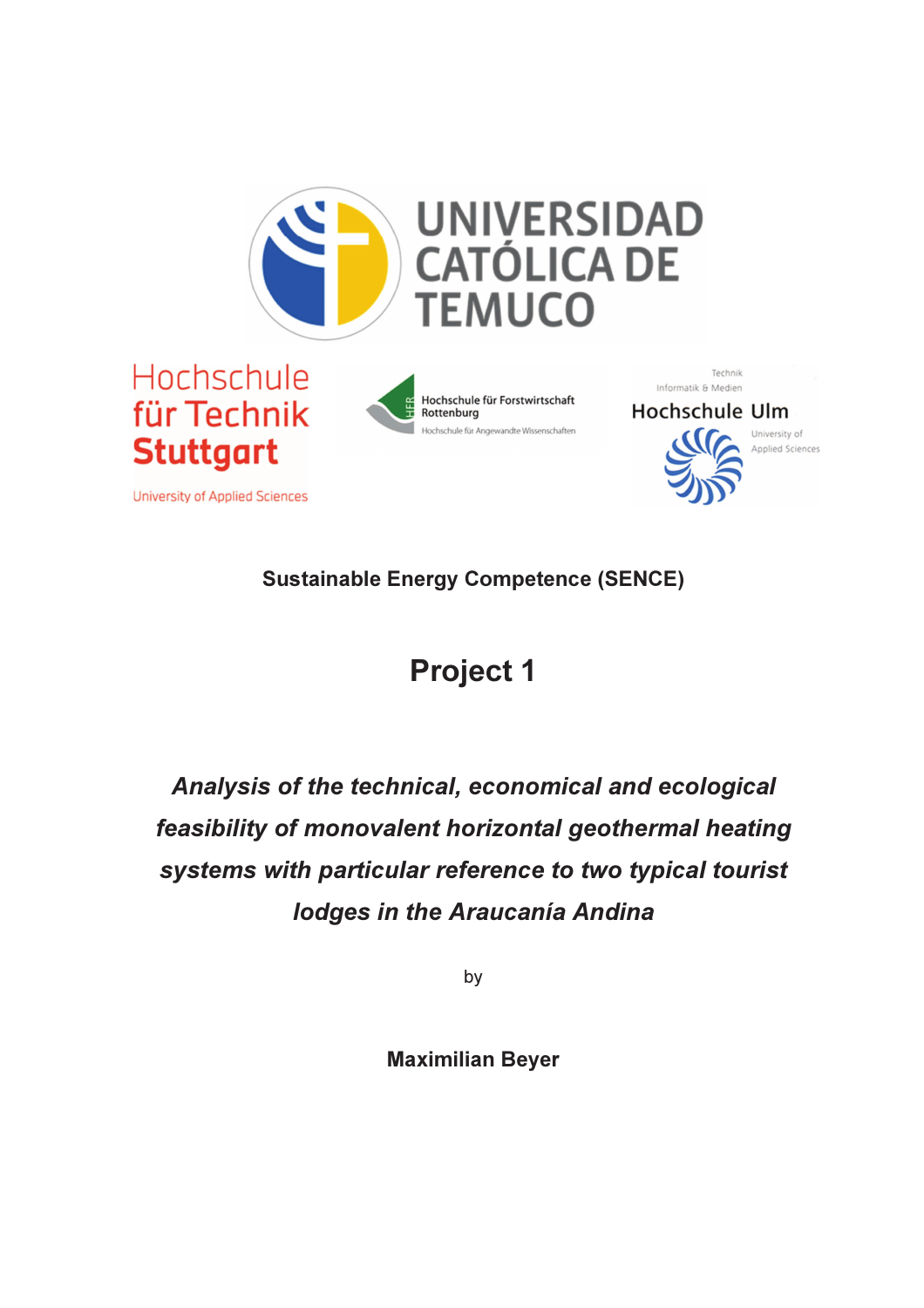UNIVERSIDAD CATÓLICA DE TEMUCO

Hochschule für Technik Stuttgart
University of Applied Sciences

Hochschule für Forstwirtschaft Rottenburg
Hochschule für Angewandte Wissenschaften

Technik
Informatik & Medien
Hochschule Ulm
University of Applied Sciences

**Sustainable Energy Competence (SENCE)**

# Project 1

***Analysis of the technical, economical and ecological feasibility of monovalent horizontal geothermal heating systems with particular reference to two typical tourist lodges in the Araucanía Andina***

by

**Maximilian Beyer**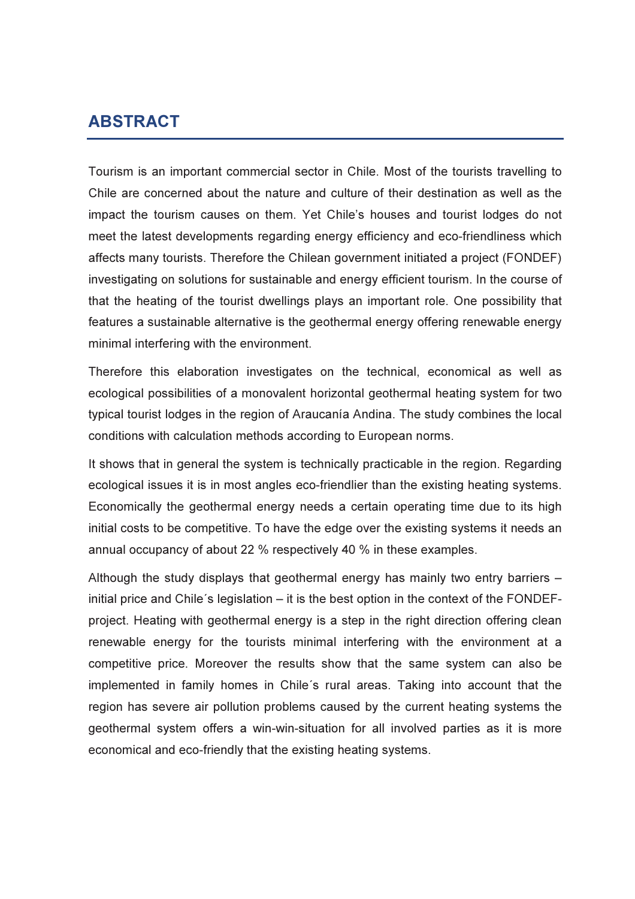# ABSTRACT

Tourism is an important commercial sector in Chile. Most of the tourists travelling to Chile are concerned about the nature and culture of their destination as well as the impact the tourism causes on them. Yet Chile's houses and tourist lodges do not meet the latest developments regarding energy efficiency and eco-friendliness which affects many tourists. Therefore the Chilean government initiated a project (FONDEF) investigating on solutions for sustainable and energy efficient tourism. In the course of that the heating of the tourist dwellings plays an important role. One possibility that features a sustainable alternative is the geothermal energy offering renewable energy minimal interfering with the environment.

Therefore this elaboration investigates on the technical, economical as well as ecological possibilities of a monovalent horizontal geothermal heating system for two typical tourist lodges in the region of Araucanía Andina. The study combines the local conditions with calculation methods according to European norms.

It shows that in general the system is technically practicable in the region. Regarding ecological issues it is in most angles eco-friendlier than the existing heating systems. Economically the geothermal energy needs a certain operating time due to its high initial costs to be competitive. To have the edge over the existing systems it needs an annual occupancy of about 22 % respectively 40 % in these examples.

Although the study displays that geothermal energy has mainly two entry barriers – initial price and Chile´s legislation – it is the best option in the context of the FONDEF-project. Heating with geothermal energy is a step in the right direction offering clean renewable energy for the tourists minimal interfering with the environment at a competitive price. Moreover the results show that the same system can also be implemented in family homes in Chile´s rural areas. Taking into account that the region has severe air pollution problems caused by the current heating systems the geothermal system offers a win-win-situation for all involved parties as it is more economical and eco-friendly that the existing heating systems.